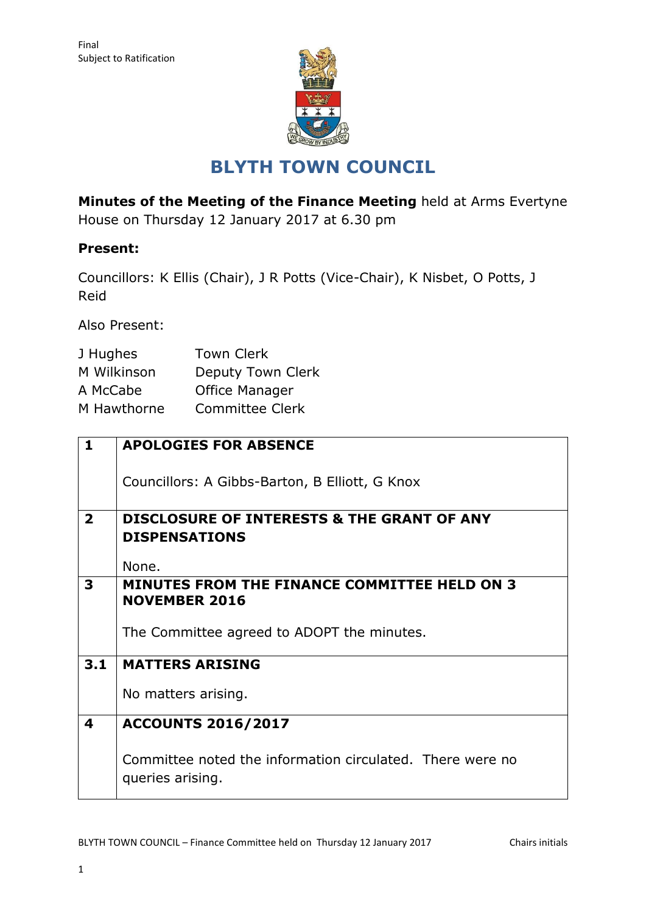Final
Subject to Ratification

# BLYTH TOWN COUNCIL

**Minutes of the Meeting of the Finance Meeting** held at Arms Evertyne House on Thursday 12 January 2017 at 6.30 pm

**Present:**

Councillors: K Ellis (Chair), J R Potts (Vice-Chair), K Nisbet, O Potts, J Reid

Also Present:

| | |
|---|---|
| J Hughes | Town Clerk |
| M Wilkinson | Deputy Town Clerk |
| A McCabe | Office Manager |
| M Hawthorne | Committee Clerk |

| | |
|---|---|
| **1** | **APOLOGIES FOR ABSENCE**<br><br>Councillors: A Gibbs-Barton, B Elliott, G Knox |
| **2** | **DISCLOSURE OF INTERESTS & THE GRANT OF ANY DISPENSATIONS**<br><br>None. |
| **3** | **MINUTES FROM THE FINANCE COMMITTEE HELD ON 3 NOVEMBER 2016**<br><br>The Committee agreed to ADOPT the minutes. |
| **3.1** | **MATTERS ARISING**<br><br>No matters arising. |
| **4** | **ACCOUNTS 2016/2017**<br><br>Committee noted the information circulated. There were no queries arising. |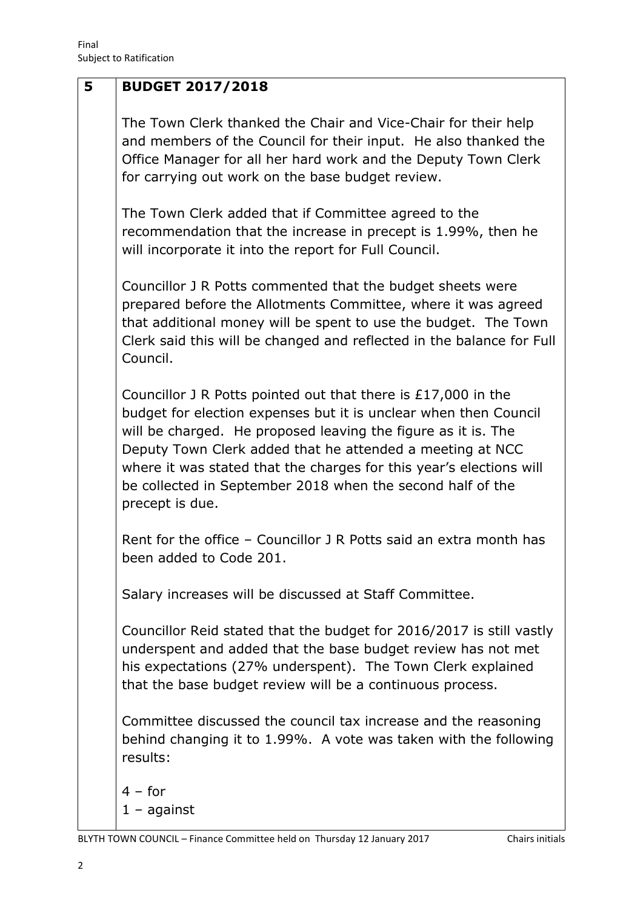Final
Subject to Ratification

| 5 | **BUDGET 2017/2018** |
|---|---|
| | The Town Clerk thanked the Chair and Vice-Chair for their help and members of the Council for their input. He also thanked the Office Manager for all her hard work and the Deputy Town Clerk for carrying out work on the base budget review.<br><br>The Town Clerk added that if Committee agreed to the recommendation that the increase in precept is 1.99%, then he will incorporate it into the report for Full Council.<br><br>Councillor J R Potts commented that the budget sheets were prepared before the Allotments Committee, where it was agreed that additional money will be spent to use the budget. The Town Clerk said this will be changed and reflected in the balance for Full Council.<br><br>Councillor J R Potts pointed out that there is £17,000 in the budget for election expenses but it is unclear when then Council will be charged. He proposed leaving the figure as it is. The Deputy Town Clerk added that he attended a meeting at NCC where it was stated that the charges for this year's elections will be collected in September 2018 when the second half of the precept is due.<br><br>Rent for the office – Councillor J R Potts said an extra month has been added to Code 201.<br><br>Salary increases will be discussed at Staff Committee.<br><br>Councillor Reid stated that the budget for 2016/2017 is still vastly underspent and added that the base budget review has not met his expectations (27% underspent). The Town Clerk explained that the base budget review will be a continuous process.<br><br>Committee discussed the council tax increase and the reasoning behind changing it to 1.99%. A vote was taken with the following results:<br><br>4 – for<br>1 – against |

BLYTH TOWN COUNCIL – Finance Committee held on Thursday 12 January 2017 Chairs initials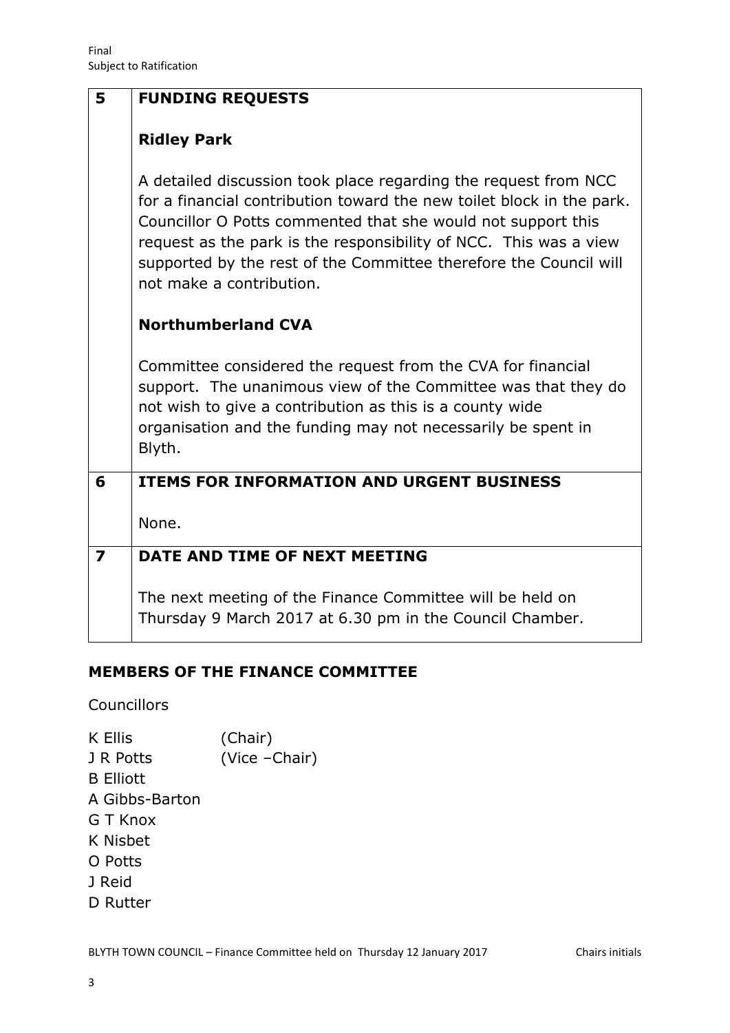| | |
|---|---|
| **5** | **FUNDING REQUESTS**<br><br>**Ridley Park**<br><br>A detailed discussion took place regarding the request from NCC for a financial contribution toward the new toilet block in the park. Councillor O Potts commented that she would not support this request as the park is the responsibility of NCC. This was a view supported by the rest of the Committee therefore the Council will not make a contribution.<br><br>**Northumberland CVA**<br><br>Committee considered the request from the CVA for financial support. The unanimous view of the Committee was that they do not wish to give a contribution as this is a county wide organisation and the funding may not necessarily be spent in Blyth. |
| **6** | **ITEMS FOR INFORMATION AND URGENT BUSINESS**<br><br>None. |
| **7** | **DATE AND TIME OF NEXT MEETING**<br><br>The next meeting of the Finance Committee will be held on Thursday 9 March 2017 at 6.30 pm in the Council Chamber. |

## MEMBERS OF THE FINANCE COMMITTEE

Councillors

K Ellis (Chair)
J R Potts (Vice –Chair)
B Elliott
A Gibbs-Barton
G T Knox
K Nisbet
O Potts
J Reid
D Rutter